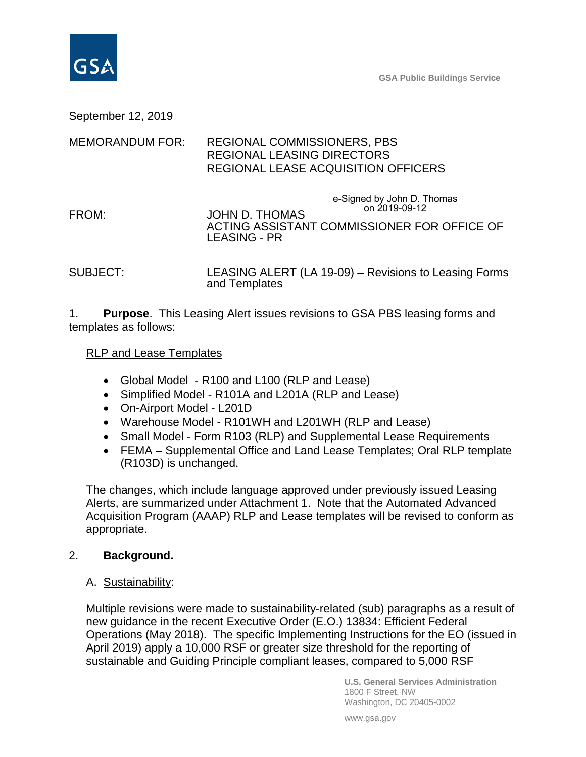GSA Public Buildings Service

September 12, 2019

MEMORANDUM FOR: REGIONAL COMMISSIONERS, PBS
REGIONAL LEASING DIRECTORS
REGIONAL LEASE ACQUISITION OFFICERS

e-Signed by John D. Thomas on 2019-09-12

FROM: JOHN D. THOMAS
ACTING ASSISTANT COMMISSIONER FOR OFFICE OF LEASING - PR

SUBJECT: LEASING ALERT (LA 19-09) – Revisions to Leasing Forms and Templates

1. **Purpose**. This Leasing Alert issues revisions to GSA PBS leasing forms and templates as follows:

RLP and Lease Templates

- Global Model - R100 and L100 (RLP and Lease)
- Simplified Model - R101A and L201A (RLP and Lease)
- On-Airport Model - L201D
- Warehouse Model - R101WH and L201WH (RLP and Lease)
- Small Model - Form R103 (RLP) and Supplemental Lease Requirements
- FEMA – Supplemental Office and Land Lease Templates; Oral RLP template (R103D) is unchanged.

The changes, which include language approved under previously issued Leasing Alerts, are summarized under Attachment 1. Note that the Automated Advanced Acquisition Program (AAAP) RLP and Lease templates will be revised to conform as appropriate.

2. **Background.**

A. Sustainability:

Multiple revisions were made to sustainability-related (sub) paragraphs as a result of new guidance in the recent Executive Order (E.O.) 13834: Efficient Federal Operations (May 2018). The specific Implementing Instructions for the EO (issued in April 2019) apply a 10,000 RSF or greater size threshold for the reporting of sustainable and Guiding Principle compliant leases, compared to 5,000 RSF

U.S. General Services Administration
1800 F Street, NW
Washington, DC 20405-0002

www.gsa.gov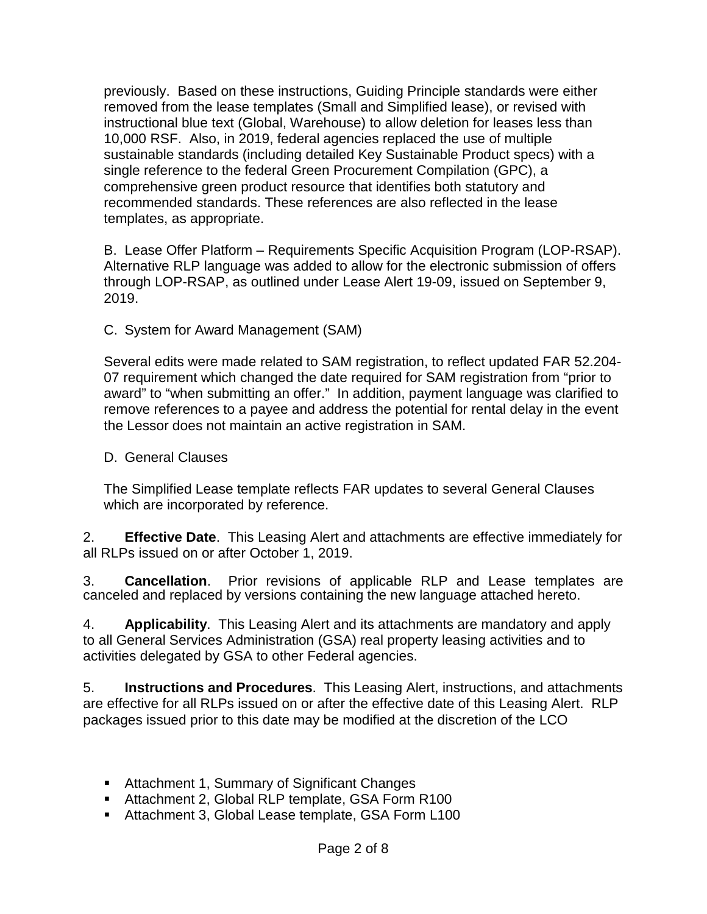previously. Based on these instructions, Guiding Principle standards were either removed from the lease templates (Small and Simplified lease), or revised with instructional blue text (Global, Warehouse) to allow deletion for leases less than 10,000 RSF. Also, in 2019, federal agencies replaced the use of multiple sustainable standards (including detailed Key Sustainable Product specs) with a single reference to the federal Green Procurement Compilation (GPC), a comprehensive green product resource that identifies both statutory and recommended standards. These references are also reflected in the lease templates, as appropriate.

B. Lease Offer Platform – Requirements Specific Acquisition Program (LOP-RSAP). Alternative RLP language was added to allow for the electronic submission of offers through LOP-RSAP, as outlined under Lease Alert 19-09, issued on September 9, 2019.

C. System for Award Management (SAM)

Several edits were made related to SAM registration, to reflect updated FAR 52.204-07 requirement which changed the date required for SAM registration from "prior to award" to "when submitting an offer." In addition, payment language was clarified to remove references to a payee and address the potential for rental delay in the event the Lessor does not maintain an active registration in SAM.

D. General Clauses

The Simplified Lease template reflects FAR updates to several General Clauses which are incorporated by reference.

2. **Effective Date**. This Leasing Alert and attachments are effective immediately for all RLPs issued on or after October 1, 2019.

3. **Cancellation**. Prior revisions of applicable RLP and Lease templates are canceled and replaced by versions containing the new language attached hereto.

4. **Applicability**. This Leasing Alert and its attachments are mandatory and apply to all General Services Administration (GSA) real property leasing activities and to activities delegated by GSA to other Federal agencies.

5. **Instructions and Procedures**. This Leasing Alert, instructions, and attachments are effective for all RLPs issued on or after the effective date of this Leasing Alert. RLP packages issued prior to this date may be modified at the discretion of the LCO

- Attachment 1, Summary of Significant Changes
- Attachment 2, Global RLP template, GSA Form R100
- Attachment 3, Global Lease template, GSA Form L100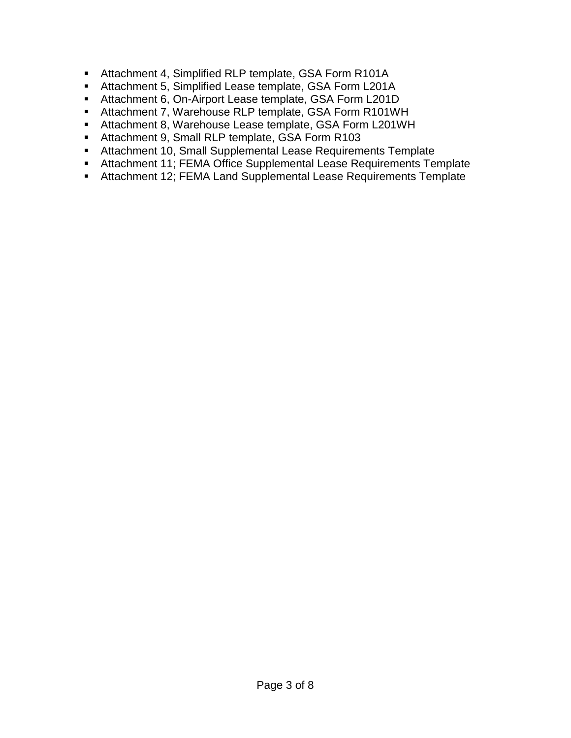- Attachment 4, Simplified RLP template, GSA Form R101A
- Attachment 5, Simplified Lease template, GSA Form L201A
- Attachment 6, On-Airport Lease template, GSA Form L201D
- Attachment 7, Warehouse RLP template, GSA Form R101WH
- Attachment 8, Warehouse Lease template, GSA Form L201WH
- Attachment 9, Small RLP template, GSA Form R103
- Attachment 10, Small Supplemental Lease Requirements Template
- Attachment 11; FEMA Office Supplemental Lease Requirements Template
- Attachment 12; FEMA Land Supplemental Lease Requirements Template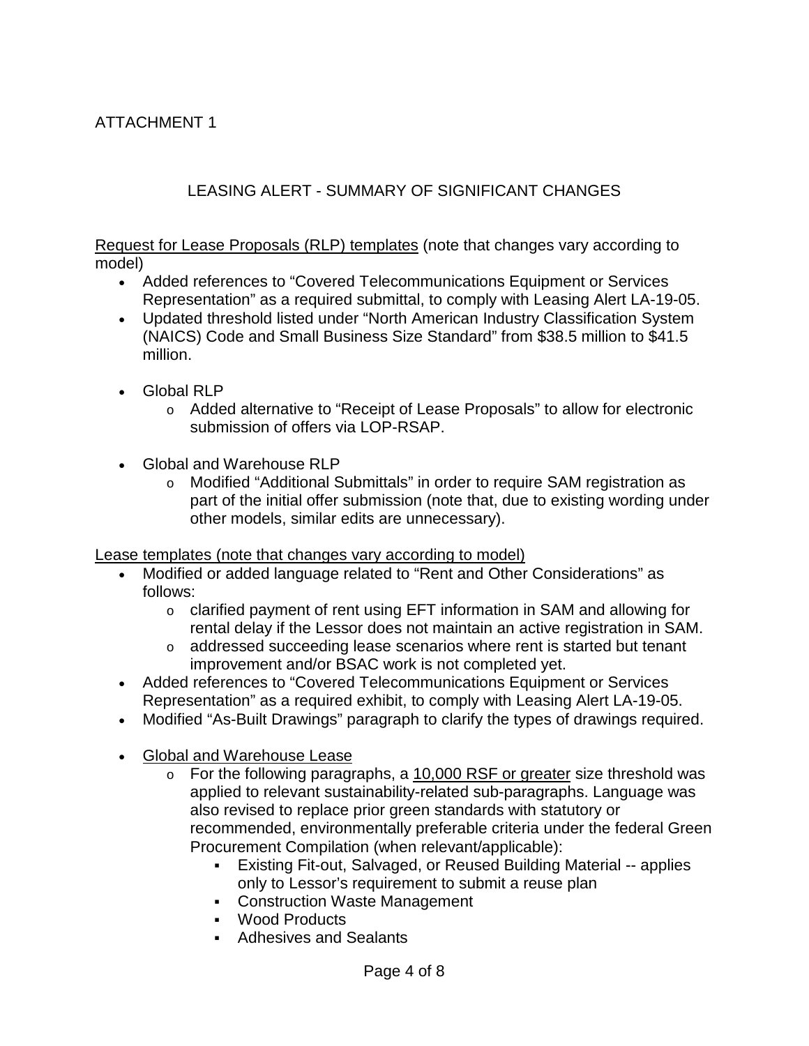ATTACHMENT 1

## LEASING ALERT - SUMMARY OF SIGNIFICANT CHANGES

<u>Request for Lease Proposals (RLP) templates</u> (note that changes vary according to model)

- Added references to "Covered Telecommunications Equipment or Services Representation" as a required submittal, to comply with Leasing Alert LA-19-05.
- Updated threshold listed under "North American Industry Classification System (NAICS) Code and Small Business Size Standard" from $38.5 million to $41.5 million.
- Global RLP
    - Added alternative to "Receipt of Lease Proposals" to allow for electronic submission of offers via LOP-RSAP.
- Global and Warehouse RLP
    - Modified "Additional Submittals" in order to require SAM registration as part of the initial offer submission (note that, due to existing wording under other models, similar edits are unnecessary).

<u>Lease templates (note that changes vary according to model)</u>

- Modified or added language related to "Rent and Other Considerations" as follows:
    - clarified payment of rent using EFT information in SAM and allowing for rental delay if the Lessor does not maintain an active registration in SAM.
    - addressed succeeding lease scenarios where rent is started but tenant improvement and/or BSAC work is not completed yet.
- Added references to "Covered Telecommunications Equipment or Services Representation" as a required exhibit, to comply with Leasing Alert LA-19-05.
- Modified "As-Built Drawings" paragraph to clarify the types of drawings required.
- <u>Global and Warehouse Lease</u>
    - For the following paragraphs, a <u>10,000 RSF or greater</u> size threshold was applied to relevant sustainability-related sub-paragraphs. Language was also revised to replace prior green standards with statutory or recommended, environmentally preferable criteria under the federal Green Procurement Compilation (when relevant/applicable):
        - Existing Fit-out, Salvaged, or Reused Building Material -- applies only to Lessor's requirement to submit a reuse plan
        - Construction Waste Management
        - Wood Products
        - Adhesives and Sealants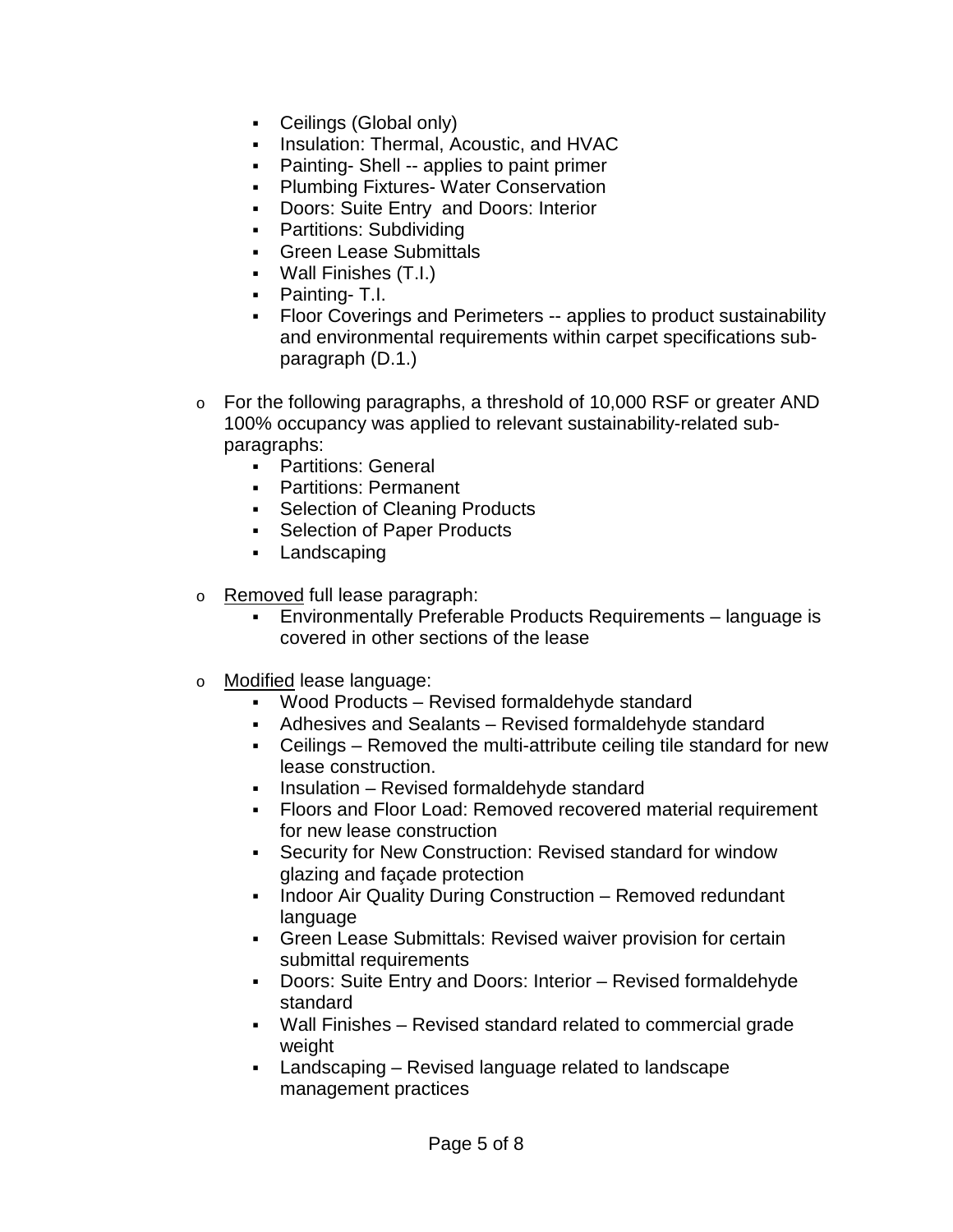- Ceilings (Global only)
    - Insulation: Thermal, Acoustic, and HVAC
    - Painting- Shell -- applies to paint primer
    - Plumbing Fixtures- Water Conservation
    - Doors: Suite Entry and Doors: Interior
    - Partitions: Subdividing
    - Green Lease Submittals
    - Wall Finishes (T.I.)
    - Painting- T.I.
    - Floor Coverings and Perimeters -- applies to product sustainability and environmental requirements within carpet specifications sub-paragraph (D.1.)

- For the following paragraphs, a threshold of 10,000 RSF or greater AND 100% occupancy was applied to relevant sustainability-related sub-paragraphs:
    - Partitions: General
    - Partitions: Permanent
    - Selection of Cleaning Products
    - Selection of Paper Products
    - Landscaping

- <u>Removed</u> full lease paragraph:
    - Environmentally Preferable Products Requirements – language is covered in other sections of the lease

- <u>Modified</u> lease language:
    - Wood Products – Revised formaldehyde standard
    - Adhesives and Sealants – Revised formaldehyde standard
    - Ceilings – Removed the multi-attribute ceiling tile standard for new lease construction.
    - Insulation – Revised formaldehyde standard
    - Floors and Floor Load: Removed recovered material requirement for new lease construction
    - Security for New Construction: Revised standard for window glazing and façade protection
    - Indoor Air Quality During Construction – Removed redundant language
    - Green Lease Submittals: Revised waiver provision for certain submittal requirements
    - Doors: Suite Entry and Doors: Interior – Revised formaldehyde standard
    - Wall Finishes – Revised standard related to commercial grade weight
    - Landscaping – Revised language related to landscape management practices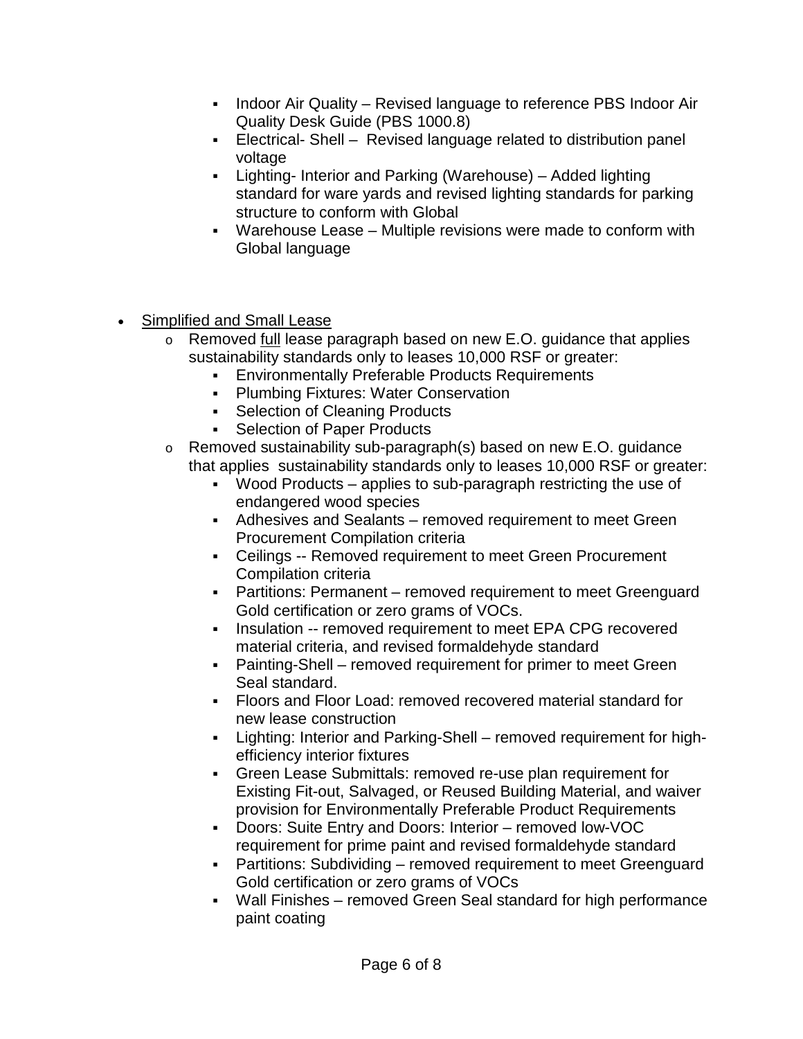- Indoor Air Quality – Revised language to reference PBS Indoor Air Quality Desk Guide (PBS 1000.8)
        - Electrical- Shell – Revised language related to distribution panel voltage
        - Lighting- Interior and Parking (Warehouse) – Added lighting standard for ware yards and revised lighting standards for parking structure to conform with Global
        - Warehouse Lease – Multiple revisions were made to conform with Global language

- <u>Simplified and Small Lease</u>
    - Removed <u>full</u> lease paragraph based on new E.O. guidance that applies sustainability standards only to leases 10,000 RSF or greater:
        - Environmentally Preferable Products Requirements
        - Plumbing Fixtures: Water Conservation
        - Selection of Cleaning Products
        - Selection of Paper Products
    - Removed sustainability sub-paragraph(s) based on new E.O. guidance that applies sustainability standards only to leases 10,000 RSF or greater:
        - Wood Products – applies to sub-paragraph restricting the use of endangered wood species
        - Adhesives and Sealants – removed requirement to meet Green Procurement Compilation criteria
        - Ceilings -- Removed requirement to meet Green Procurement Compilation criteria
        - Partitions: Permanent – removed requirement to meet Greenguard Gold certification or zero grams of VOCs.
        - Insulation -- removed requirement to meet EPA CPG recovered material criteria, and revised formaldehyde standard
        - Painting-Shell – removed requirement for primer to meet Green Seal standard.
        - Floors and Floor Load: removed recovered material standard for new lease construction
        - Lighting: Interior and Parking-Shell – removed requirement for high-efficiency interior fixtures
        - Green Lease Submittals: removed re-use plan requirement for Existing Fit-out, Salvaged, or Reused Building Material, and waiver provision for Environmentally Preferable Product Requirements
        - Doors: Suite Entry and Doors: Interior – removed low-VOC requirement for prime paint and revised formaldehyde standard
        - Partitions: Subdividing – removed requirement to meet Greenguard Gold certification or zero grams of VOCs
        - Wall Finishes – removed Green Seal standard for high performance paint coating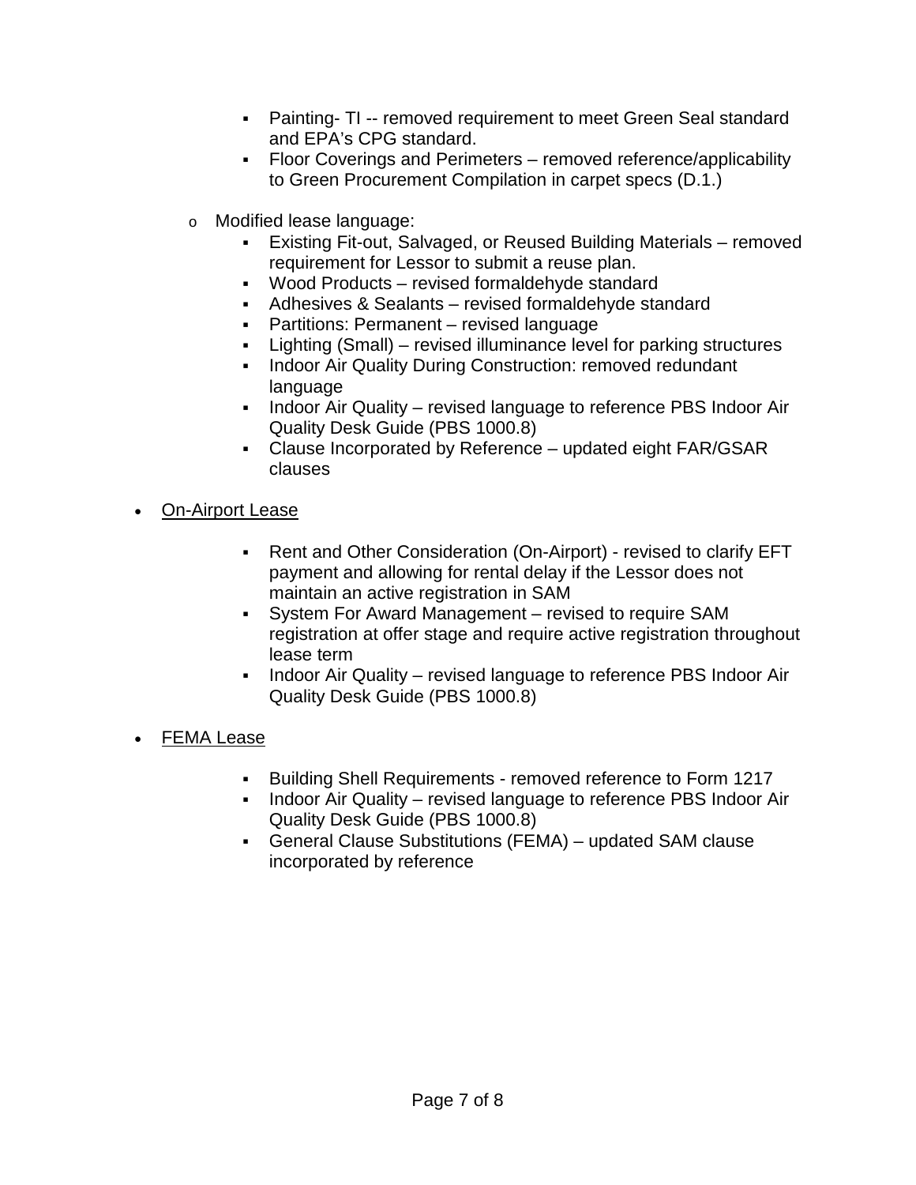- Painting- TI -- removed requirement to meet Green Seal standard and EPA's CPG standard.
    - Floor Coverings and Perimeters – removed reference/applicability to Green Procurement Compilation in carpet specs (D.1.)

  - Modified lease language:
    - Existing Fit-out, Salvaged, or Reused Building Materials – removed requirement for Lessor to submit a reuse plan.
    - Wood Products – revised formaldehyde standard
    - Adhesives & Sealants – revised formaldehyde standard
    - Partitions: Permanent – revised language
    - Lighting (Small) – revised illuminance level for parking structures
    - Indoor Air Quality During Construction: removed redundant language
    - Indoor Air Quality – revised language to reference PBS Indoor Air Quality Desk Guide (PBS 1000.8)
    - Clause Incorporated by Reference – updated eight FAR/GSAR clauses

- <u>On-Airport Lease</u>

    - Rent and Other Consideration (On-Airport) - revised to clarify EFT payment and allowing for rental delay if the Lessor does not maintain an active registration in SAM
    - System For Award Management – revised to require SAM registration at offer stage and require active registration throughout lease term
    - Indoor Air Quality – revised language to reference PBS Indoor Air Quality Desk Guide (PBS 1000.8)

- <u>FEMA Lease</u>

    - Building Shell Requirements - removed reference to Form 1217
    - Indoor Air Quality – revised language to reference PBS Indoor Air Quality Desk Guide (PBS 1000.8)
    - General Clause Substitutions (FEMA) – updated SAM clause incorporated by reference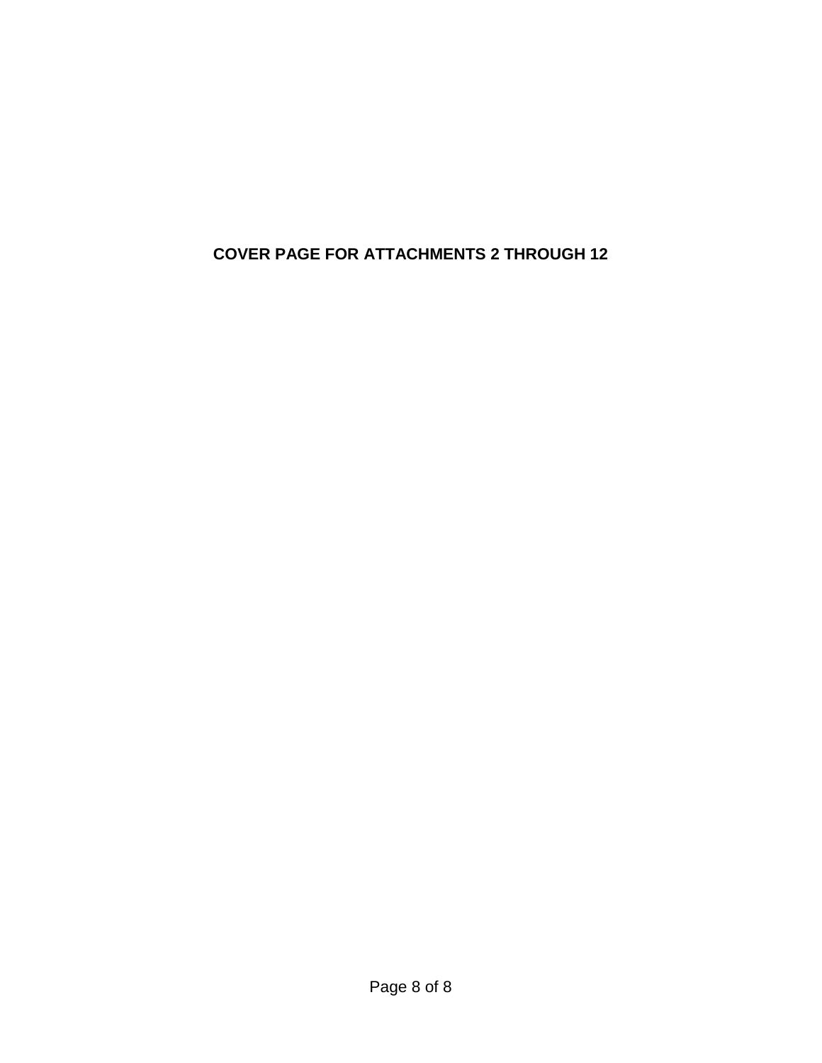**COVER PAGE FOR ATTACHMENTS 2 THROUGH 12**